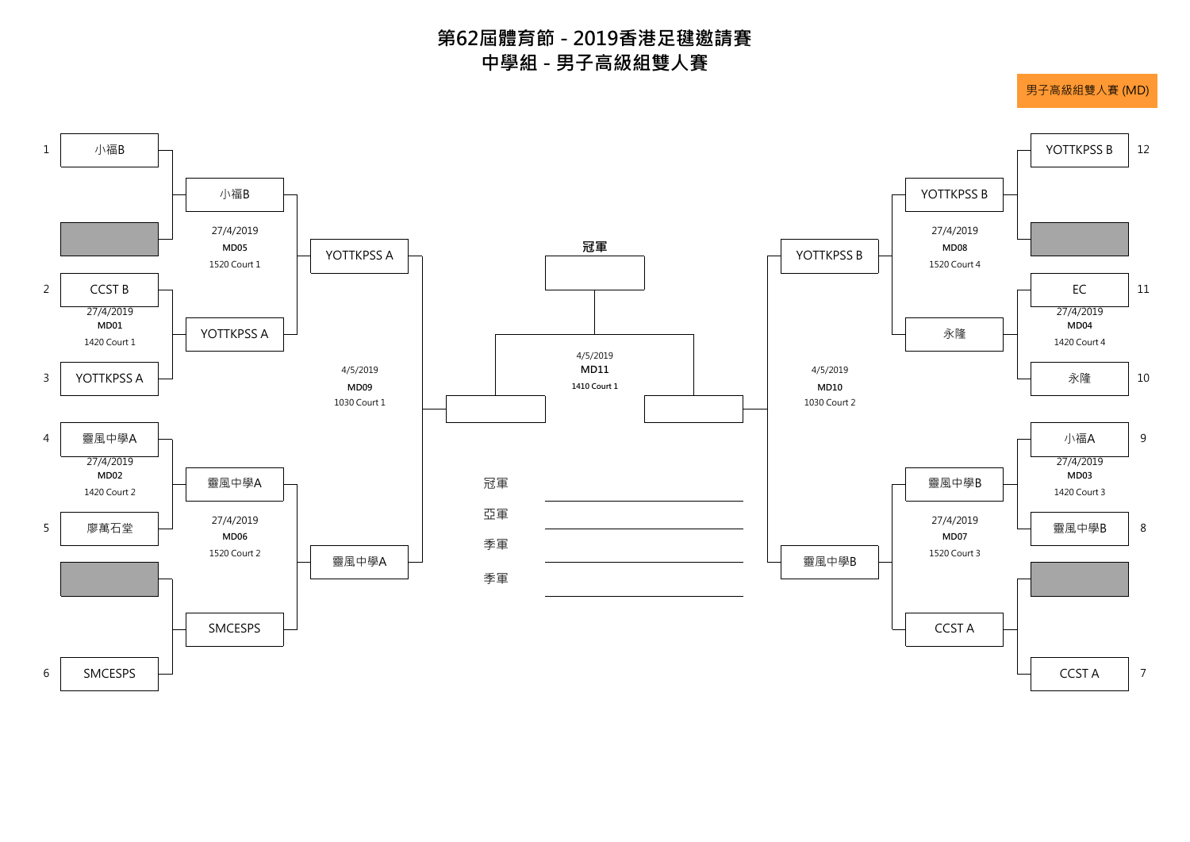# 第62屆體育節 - 2019香港足毽邀請賽
## 中學組 - 男子高級組雙人賽

男子高級組雙人賽 (MD)

### 第一輪

| 場次 | 日期 | 時間 / 場地 | 隊伍 | 隊伍 | 勝方 |
|---|---|---|---|---|---|
| | | | 1 小福B | (輪空) | 小福B |
| MD01 | 27/4/2019 | 1420 Court 1 | 2 CCST B | 3 YOTTKPSS A | YOTTKPSS A |
| MD02 | 27/4/2019 | 1420 Court 2 | 4 靈風中學A | 5 廖萬石堂 | 靈風中學A |
| | | | (輪空) | 6 SMCESPS | SMCESPS |
| | | | 12 YOTTKPSS B | (輪空) | YOTTKPSS B |
| MD04 | 27/4/2019 | 1420 Court 4 | 11 EC | 10 永隆 | 永隆 |
| MD03 | 27/4/2019 | 1420 Court 3 | 9 小福A | 8 靈風中學B | 靈風中學B |
| | | | (輪空) | 7 CCST A | CCST A |

### 第二輪

| 場次 | 日期 | 時間 / 場地 | 隊伍 | 隊伍 | 勝方 |
|---|---|---|---|---|---|
| MD05 | 27/4/2019 | 1520 Court 1 | 小福B | YOTTKPSS A | YOTTKPSS A |
| MD06 | 27/4/2019 | 1520 Court 2 | 靈風中學A | SMCESPS | 靈風中學A |
| MD08 | 27/4/2019 | 1520 Court 4 | YOTTKPSS B | 永隆 | YOTTKPSS B |
| MD07 | 27/4/2019 | 1520 Court 3 | 靈風中學B | CCST A | 靈風中學B |

### 準決賽

| 場次 | 日期 | 時間 / 場地 | 隊伍 | 隊伍 | 勝方 |
|---|---|---|---|---|---|
| MD09 | 4/5/2019 | 1030 Court 1 | YOTTKPSS A | 靈風中學A | |
| MD10 | 4/5/2019 | 1030 Court 2 | YOTTKPSS B | 靈風中學B | |

### 決賽

| 場次 | 日期 | 時間 / 場地 | 隊伍 | 隊伍 | 冠軍 |
|---|---|---|---|---|---|
| MD11 | 4/5/2019 | 1410 Court 1 | | | |

冠軍 ________________

亞軍 ________________

季軍 ________________

季軍 ________________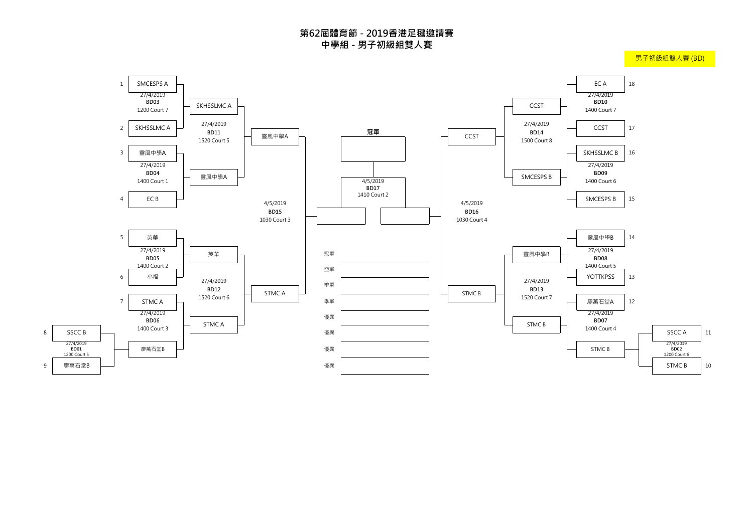# 第62屆體育節 - 2019香港足毽邀請賽
## 中學組 - 男子初級組雙人賽

男子初級組雙人賽 (BD)

### 第一圈 (27/4/2019)

| 場次 | 時間 / 場地 | 隊伍 | 隊伍 | 勝方 |
|---|---|---|---|---|
| BD01 | 1200 Court 5 | 8 SSCC B | 9 廖萬石堂B | 廖萬石堂B |
| BD02 | 1200 Court 6 | 11 SSCC A | 10 STMC B | STMC B |
| BD03 | 1200 Court 7 | 1 SMCESPS A | 2 SKHSSLMC A | SKHSSLMC A |
| BD04 | 1400 Court 1 | 3 靈風中學A | 4 EC B | 靈風中學A |
| BD05 | 1400 Court 2 | 5 英華 | 6 小福 | 英華 |
| BD06 | 1400 Court 3 | 7 STMC A | 廖萬石堂B | STMC A |
| BD07 | 1400 Court 4 | 12 廖萬石堂A | STMC B | STMC B |
| BD08 | 1400 Court 5 | 14 靈風中學B | 13 YOTTKPSS | 靈風中學B |
| BD09 | 1400 Court 6 | 16 SKHSSLMC B | 15 SMCESPS B | SMCESPS B |
| BD10 | 1400 Court 7 | 18 EC A | 17 CCST | CCST |

### 第二圈 (27/4/2019)

| 場次 | 時間 / 場地 | 隊伍 | 隊伍 | 勝方 |
|---|---|---|---|---|
| BD11 | 1520 Court 5 | SKHSSLMC A | 靈風中學A | 靈風中學A |
| BD12 | 1520 Court 6 | 英華 | STMC A | STMC A |
| BD13 | 1520 Court 7 | 靈風中學B | STMC B | STMC B |
| BD14 | 1500 Court 8 | CCST | SMCESPS B | CCST |

### 準決賽 (4/5/2019)

| 場次 | 時間 / 場地 | 隊伍 | 隊伍 | 勝方 |
|---|---|---|---|---|
| BD15 | 1030 Court 3 | 靈風中學A | STMC A | |
| BD16 | 1030 Court 4 | CCST | STMC B | |

### 決賽 (4/5/2019)

| 場次 | 時間 / 場地 | 隊伍 | 隊伍 | 冠軍 |
|---|---|---|---|---|
| BD17 | 1410 Court 2 | | | |

冠軍 ____________

亞軍 ____________

季軍 ____________

季軍 ____________

優異 ____________

優異 ____________

優異 ____________

優異 ____________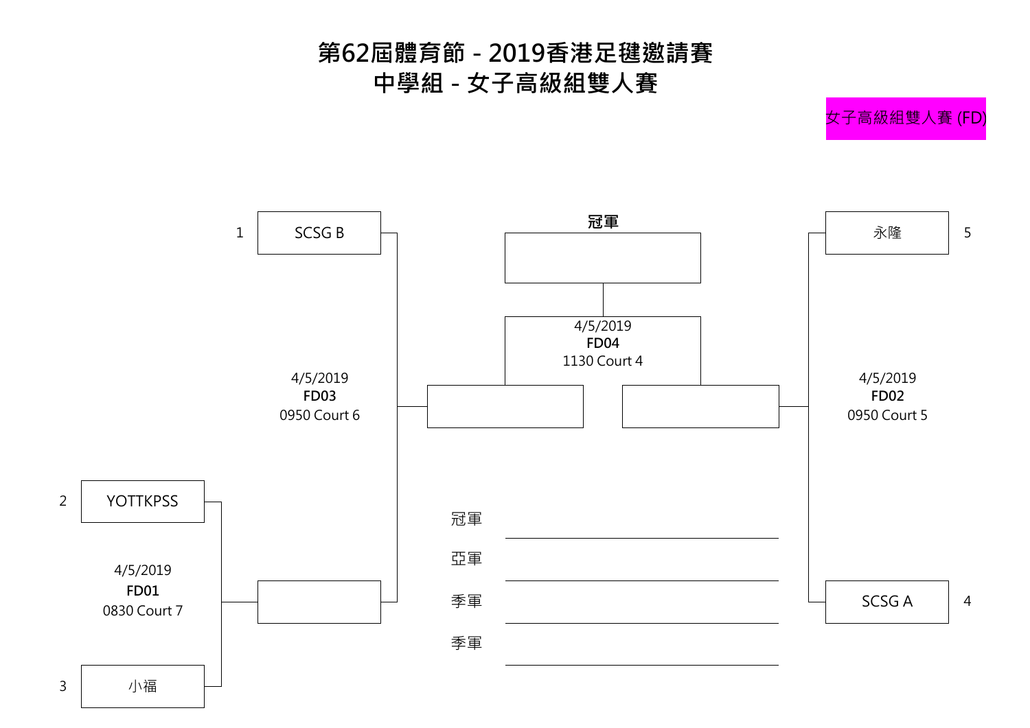# 第62屆體育節 - 2019香港足毽邀請賽
## 中學組 - 女子高級組雙人賽

女子高級組雙人賽 (FD)

| 種子 | 隊伍 |
| --- | --- |
| 1 | SCSG B |
| 2 | YOTTKPSS |
| 3 | 小福 |
| 4 | SCSG A |
| 5 | 永隆 |

| 場次 | 日期 | 時間 | 場地 | 對賽 |
| --- | --- | --- | --- | --- |
| FD01 | 4/5/2019 | 0830 | Court 7 | YOTTKPSS vs 小福 |
| FD02 | 4/5/2019 | 0950 | Court 5 | 永隆 vs SCSG A |
| FD03 | 4/5/2019 | 0950 | Court 6 | SCSG B vs FD01勝方 |
| FD04 | 4/5/2019 | 1130 | Court 4 | FD03勝方 vs FD02勝方 |

**冠軍**

冠軍 ____________________

亞軍 ____________________

季軍 ____________________

季軍 ____________________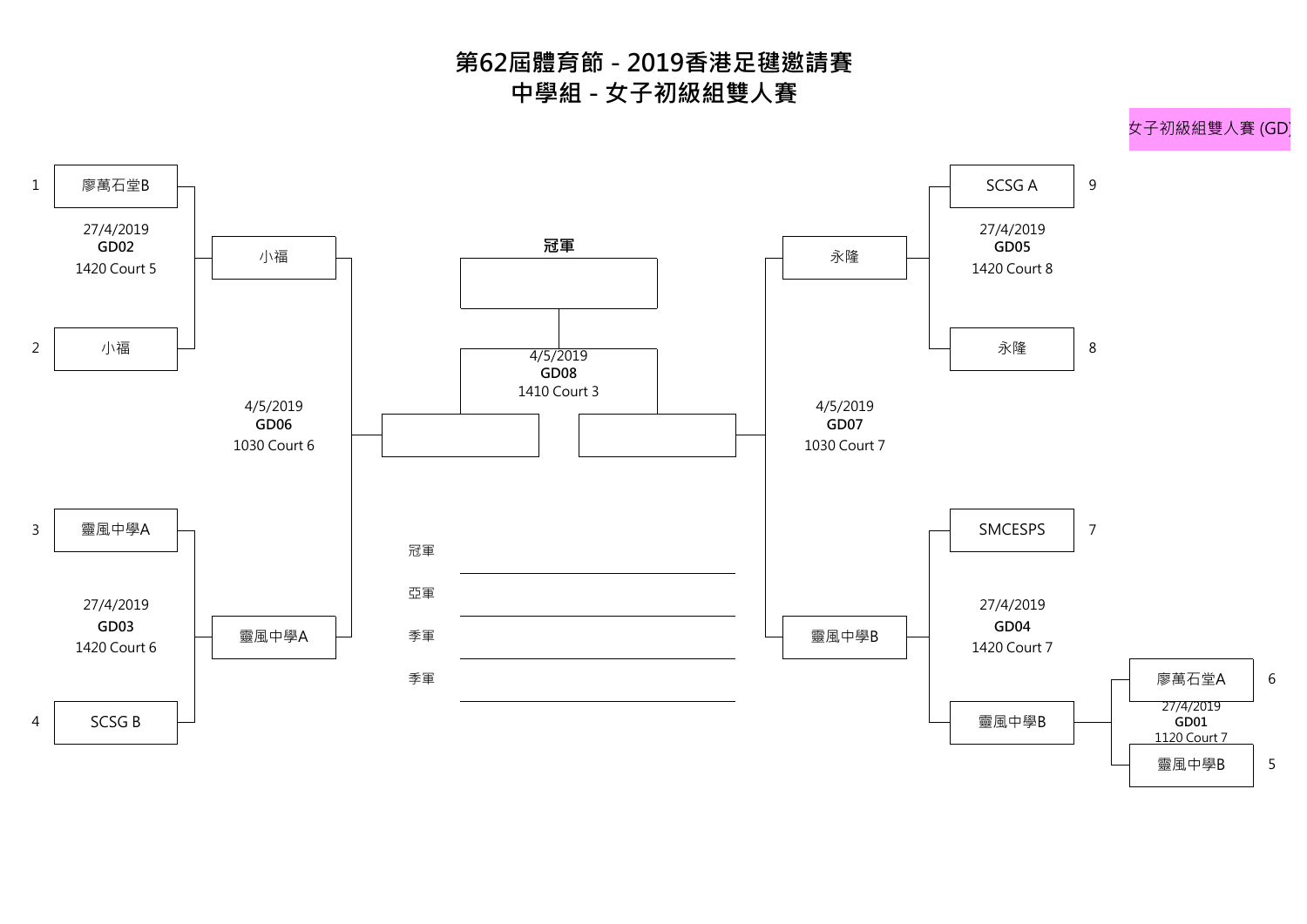# 第62屆體育節 - 2019香港足毽邀請賽
## 中學組 - 女子初級組雙人賽

女子初級組雙人賽 (GD)

**First Round**

| Seed | Team | Match | Date | Time / Court | Winner |
|---|---|---|---|---|---|
| 1 | 廖萬石堂B | **GD02** | 27/4/2019 | 1420 Court 5 | 小福 |
| 2 | 小福 | | | | |
| 3 | 靈風中學A | **GD03** | 27/4/2019 | 1420 Court 6 | 靈風中學A |
| 4 | SCSG B | | | | |
| 6 | 廖萬石堂A | **GD01** | 27/4/2019 | 1120 Court 7 | 靈風中學B |
| 5 | 靈風中學B | | | | |
| 7 | SMCESPS | **GD04** | 27/4/2019 | 1420 Court 7 | 靈風中學B |
| | 靈風中學B | | | | |
| 9 | SCSG A | **GD05** | 27/4/2019 | 1420 Court 8 | 永隆 |
| 8 | 永隆 | | | | |

**Semi-finals**

| Match | Date | Time / Court | Teams | Winner |
|---|---|---|---|---|
| **GD06** | 4/5/2019 | 1030 Court 6 | 小福 vs 靈風中學A | |
| **GD07** | 4/5/2019 | 1030 Court 7 | 永隆 vs 靈風中學B | |

**Final**

| Match | Date | Time / Court | Teams |
|---|---|---|---|
| **GD08** | 4/5/2019 | 1410 Court 3 | |

**冠軍**

冠軍 ______________________

亞軍 ______________________

季軍 ______________________

季軍 ______________________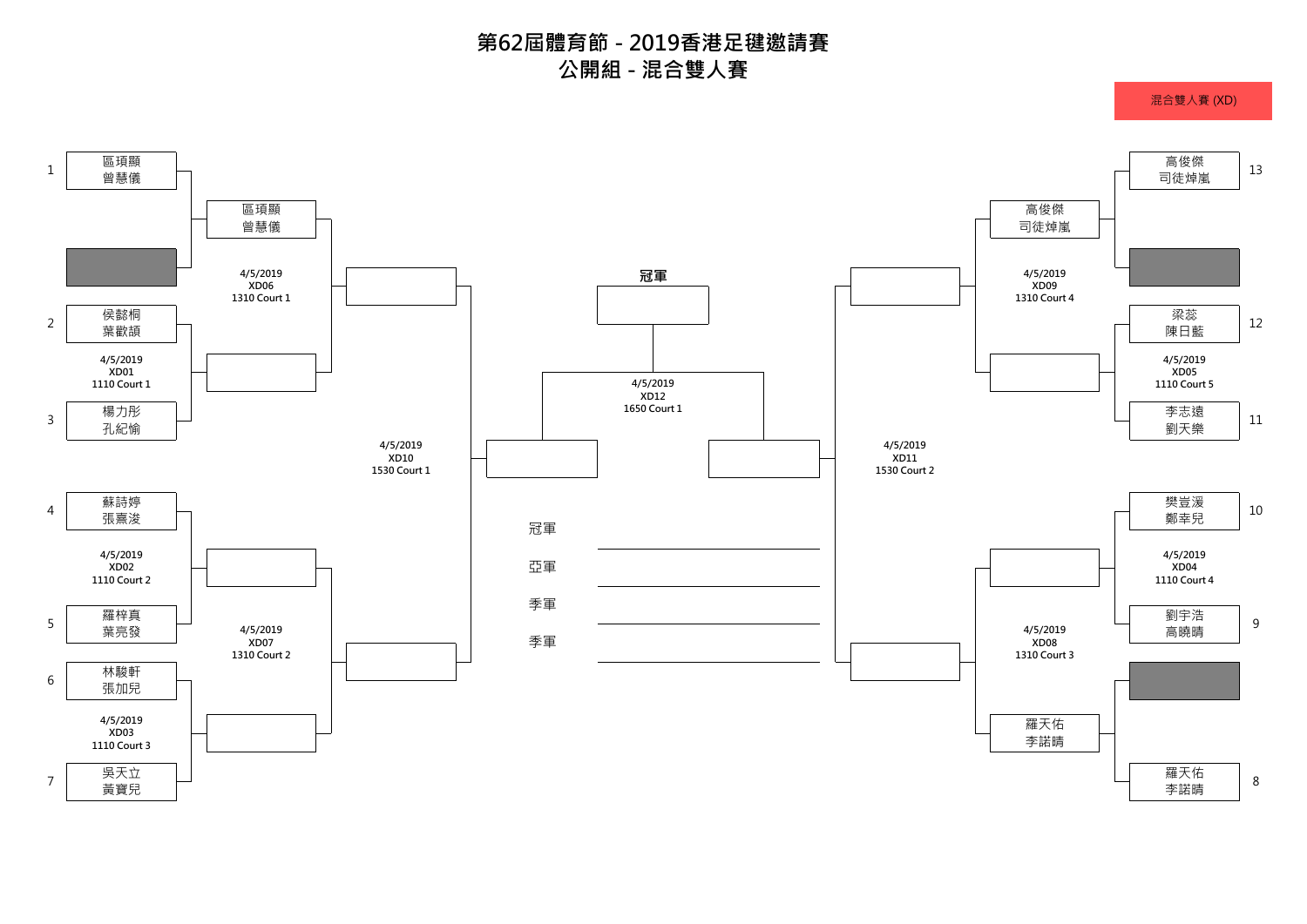# 第62屆體育節 - 2019香港足毽邀請賽
## 公開組 - 混合雙人賽

混合雙人賽 (XD)

1
區項顯
曾慧儀

區項顯
曾慧儀

4/5/2019
XD06
1310 Court 1

2
侯懿桐
葉歡頴

4/5/2019
XD01
1110 Court 1

3
楊力彤
孔紀愉

4/5/2019
XD10
1530 Court 1

4
蘇詩婷
張熏浚

4/5/2019
XD02
1110 Court 2

5
羅梓真
葉亮發

4/5/2019
XD07
1310 Court 2

6
林駿軒
張加兒

4/5/2019
XD03
1110 Court 3

7
吳天立
黃寶兒

冠軍

4/5/2019
XD12
1650 Court 1

冠軍

亞軍

季軍

季軍

13
高俊傑
司徒焯嵐

高俊傑
司徒焯嵐

4/5/2019
XD09
1310 Court 4

12
梁蕊
陳日藍

4/5/2019
XD05
1110 Court 5

11
李志遠
劉天樂

4/5/2019
XD11
1530 Court 2

10
樊豈湲
鄭幸兒

4/5/2019
XD04
1110 Court 4

9
劉宇浩
高曉晴

4/5/2019
XD08
1310 Court 3

羅天佑
李諾晴

8
羅天佑
李諾晴